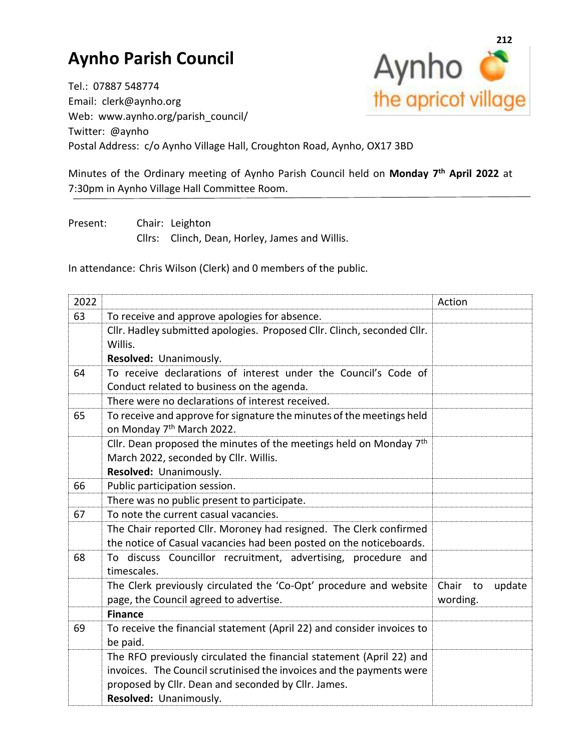# Aynho Parish Council

Tel.: 07887 548774
Email: clerk@aynho.org
Web: www.aynho.org/parish_council/
Twitter: @aynho
Postal Address: c/o Aynho Village Hall, Croughton Road, Aynho, OX17 3BD

Minutes of the Ordinary meeting of Aynho Parish Council held on **Monday 7th April 2022** at 7:30pm in Aynho Village Hall Committee Room.

Present: Chair: Leighton
Cllrs: Clinch, Dean, Horley, James and Willis.

In attendance: Chris Wilson (Clerk) and 0 members of the public.

| 2022 | | Action |
|---|---|---|
| 63 | To receive and approve apologies for absence. | |
| | Cllr. Hadley submitted apologies. Proposed Cllr. Clinch, seconded Cllr. Willis.<br>**Resolved:** Unanimously. | |
| 64 | To receive declarations of interest under the Council's Code of Conduct related to business on the agenda. | |
| | There were no declarations of interest received. | |
| 65 | To receive and approve for signature the minutes of the meetings held on Monday 7th March 2022. | |
| | Cllr. Dean proposed the minutes of the meetings held on Monday 7th March 2022, seconded by Cllr. Willis.<br>**Resolved:** Unanimously. | |
| 66 | Public participation session. | |
| | There was no public present to participate. | |
| 67 | To note the current casual vacancies. | |
| | The Chair reported Cllr. Moroney had resigned. The Clerk confirmed the notice of Casual vacancies had been posted on the noticeboards. | |
| 68 | To discuss Councillor recruitment, advertising, procedure and timescales. | |
| | The Clerk previously circulated the 'Co-Opt' procedure and website page, the Council agreed to advertise. | Chair to update wording. |
| | **Finance** | |
| 69 | To receive the financial statement (April 22) and consider invoices to be paid. | |
| | The RFO previously circulated the financial statement (April 22) and invoices. The Council scrutinised the invoices and the payments were proposed by Cllr. Dean and seconded by Cllr. James.<br>**Resolved:** Unanimously. | |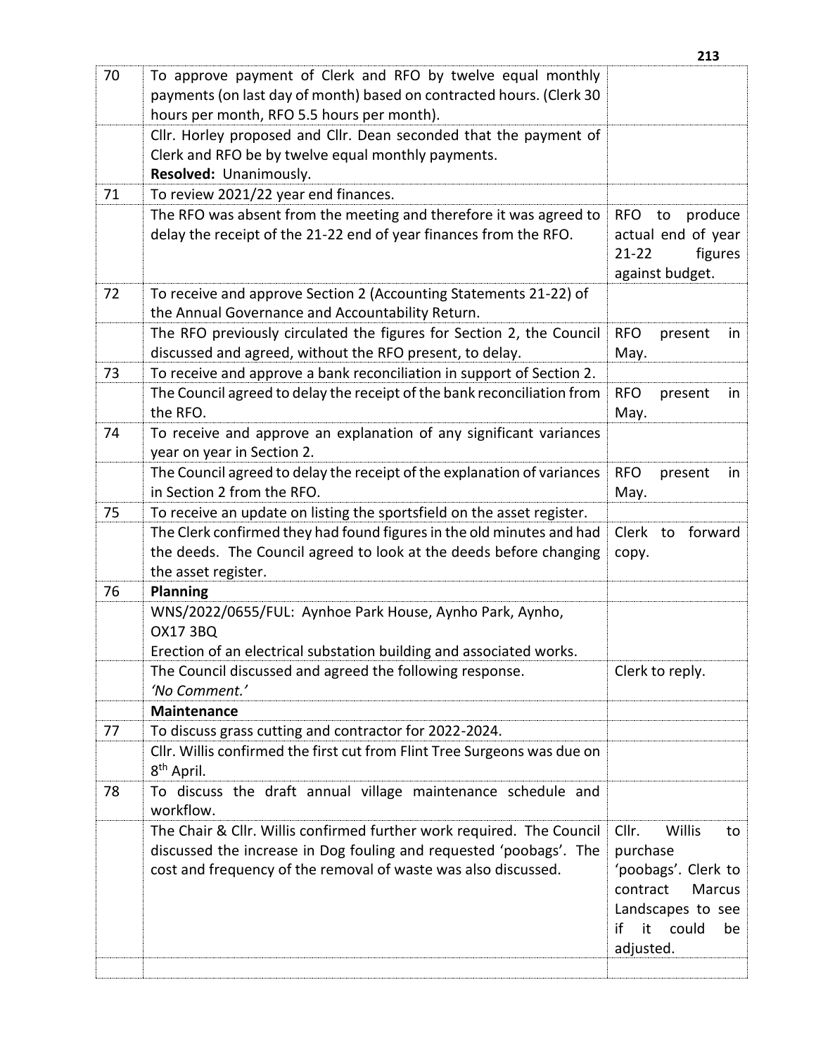| | | |
|---|---|---|
| 70 | To approve payment of Clerk and RFO by twelve equal monthly payments (on last day of month) based on contracted hours. (Clerk 30 hours per month, RFO 5.5 hours per month). | |
| | Cllr. Horley proposed and Cllr. Dean seconded that the payment of Clerk and RFO be by twelve equal monthly payments.<br>**Resolved:** Unanimously. | |
| 71 | To review 2021/22 year end finances. | |
| | The RFO was absent from the meeting and therefore it was agreed to delay the receipt of the 21-22 end of year finances from the RFO. | RFO to produce actual end of year 21-22 figures against budget. |
| 72 | To receive and approve Section 2 (Accounting Statements 21-22) of the Annual Governance and Accountability Return. | |
| | The RFO previously circulated the figures for Section 2, the Council discussed and agreed, without the RFO present, to delay. | RFO present in May. |
| 73 | To receive and approve a bank reconciliation in support of Section 2. | |
| | The Council agreed to delay the receipt of the bank reconciliation from the RFO. | RFO present in May. |
| 74 | To receive and approve an explanation of any significant variances year on year in Section 2. | |
| | The Council agreed to delay the receipt of the explanation of variances in Section 2 from the RFO. | RFO present in May. |
| 75 | To receive an update on listing the sportsfield on the asset register. | |
| | The Clerk confirmed they had found figures in the old minutes and had the deeds. The Council agreed to look at the deeds before changing the asset register. | Clerk to forward copy. |
| 76 | **Planning** | |
| | WNS/2022/0655/FUL: Aynhoe Park House, Aynho Park, Aynho, OX17 3BQ<br>Erection of an electrical substation building and associated works. | |
| | The Council discussed and agreed the following response.<br>*'No Comment.'* | Clerk to reply. |
| | **Maintenance** | |
| 77 | To discuss grass cutting and contractor for 2022-2024. | |
| | Cllr. Willis confirmed the first cut from Flint Tree Surgeons was due on 8th April. | |
| 78 | To discuss the draft annual village maintenance schedule and workflow. | |
| | The Chair & Cllr. Willis confirmed further work required. The Council discussed the increase in Dog fouling and requested 'poobags'. The cost and frequency of the removal of waste was also discussed. | Cllr. Willis to purchase 'poobags'. Clerk to contract Marcus Landscapes to see if it could be adjusted. |
| | | |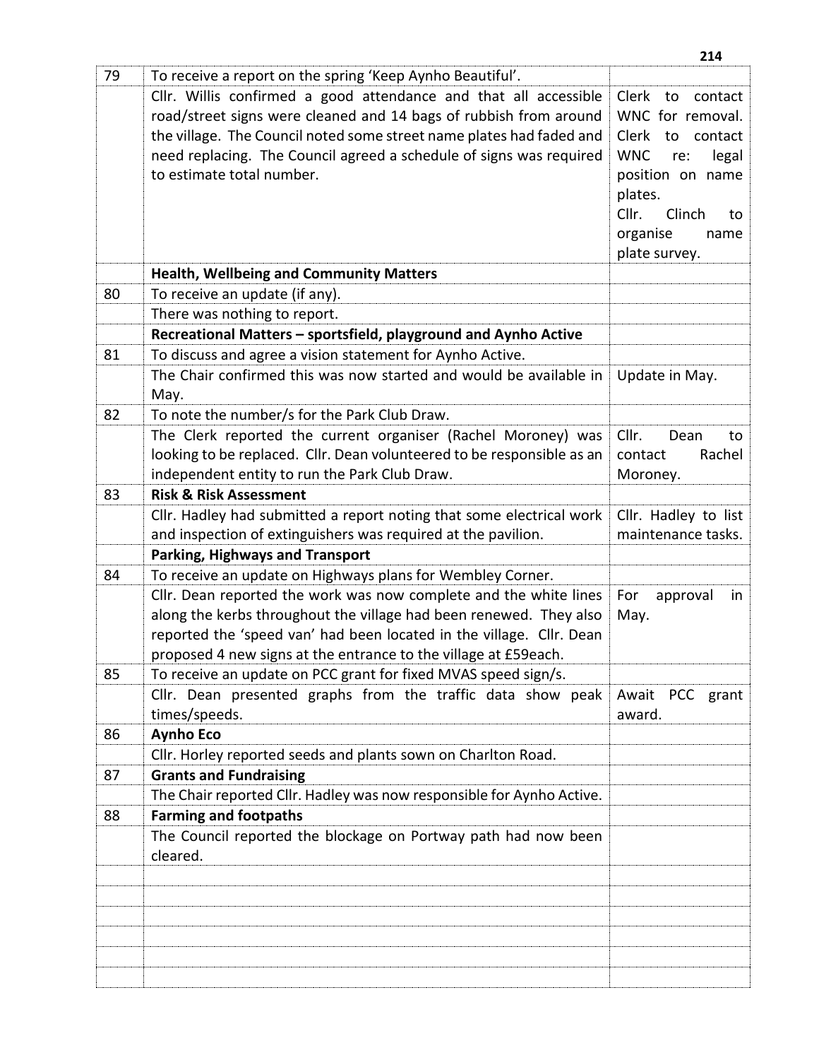| 79 | To receive a report on the spring 'Keep Aynho Beautiful'. | |
|---|---|---|
| | Cllr. Willis confirmed a good attendance and that all accessible road/street signs were cleaned and 14 bags of rubbish from around the village. The Council noted some street name plates had faded and need replacing. The Council agreed a schedule of signs was required to estimate total number. | Clerk to contact WNC for removal. Clerk to contact WNC re: legal position on name plates. Cllr. Clinch to organise name plate survey. |
| | **Health, Wellbeing and Community Matters** | |
| 80 | To receive an update (if any). | |
| | There was nothing to report. | |
| | **Recreational Matters – sportsfield, playground and Aynho Active** | |
| 81 | To discuss and agree a vision statement for Aynho Active. | |
| | The Chair confirmed this was now started and would be available in May. | Update in May. |
| 82 | To note the number/s for the Park Club Draw. | |
| | The Clerk reported the current organiser (Rachel Moroney) was looking to be replaced. Cllr. Dean volunteered to be responsible as an independent entity to run the Park Club Draw. | Cllr. Dean to contact Rachel Moroney. |
| 83 | **Risk & Risk Assessment** | |
| | Cllr. Hadley had submitted a report noting that some electrical work and inspection of extinguishers was required at the pavilion. | Cllr. Hadley to list maintenance tasks. |
| | **Parking, Highways and Transport** | |
| 84 | To receive an update on Highways plans for Wembley Corner. | |
| | Cllr. Dean reported the work was now complete and the white lines along the kerbs throughout the village had been renewed. They also reported the 'speed van' had been located in the village. Cllr. Dean proposed 4 new signs at the entrance to the village at £59each. | For approval in May. |
| 85 | To receive an update on PCC grant for fixed MVAS speed sign/s. | |
| | Cllr. Dean presented graphs from the traffic data show peak times/speeds. | Await PCC grant award. |
| 86 | **Aynho Eco** | |
| | Cllr. Horley reported seeds and plants sown on Charlton Road. | |
| 87 | **Grants and Fundraising** | |
| | The Chair reported Cllr. Hadley was now responsible for Aynho Active. | |
| 88 | **Farming and footpaths** | |
| | The Council reported the blockage on Portway path had now been cleared. | |
| | | |
| | | |
| | | |
| | | |
| | | |
| | | |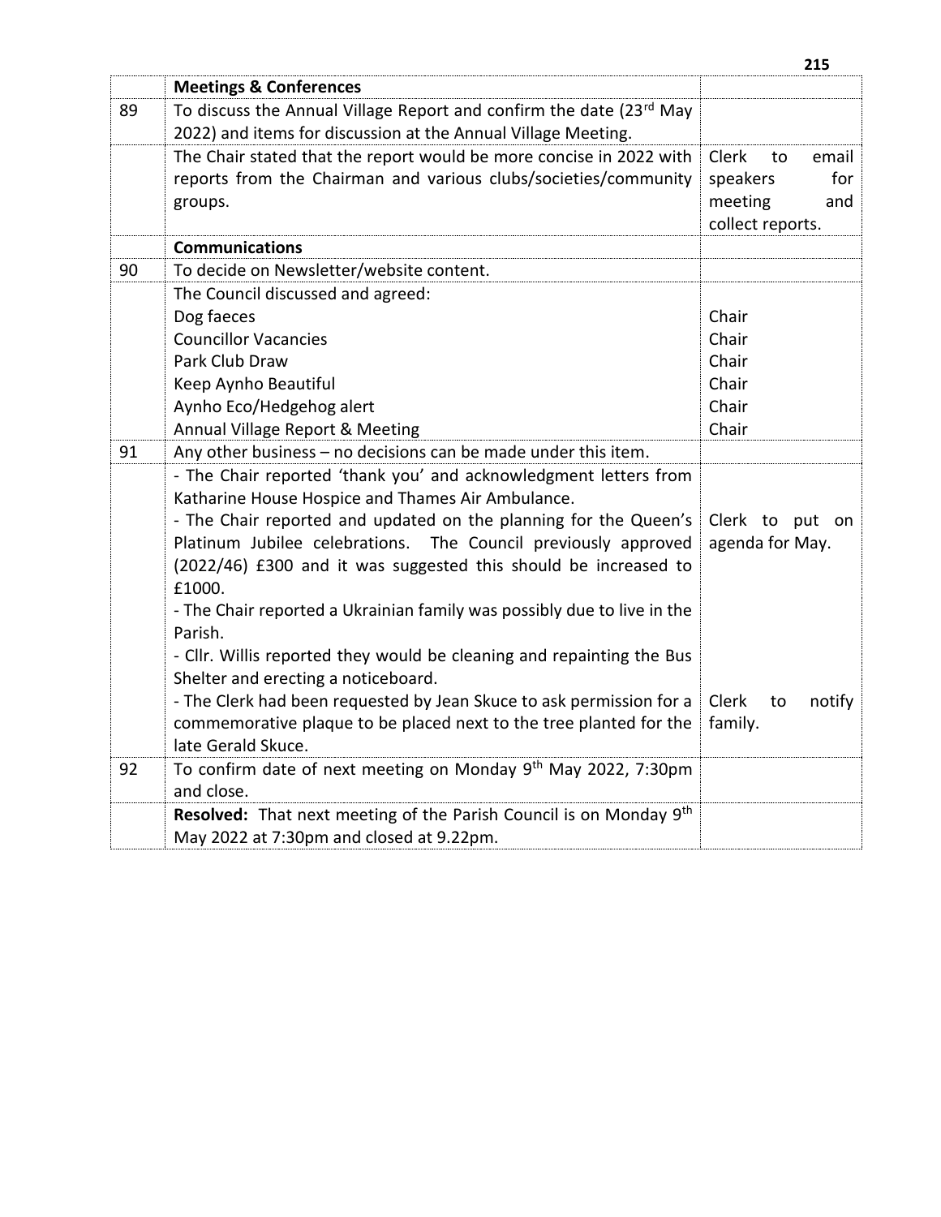| | | |
|---|---|---|
| | **Meetings & Conferences** | |
| 89 | To discuss the Annual Village Report and confirm the date (23rd May 2022) and items for discussion at the Annual Village Meeting. | |
| | The Chair stated that the report would be more concise in 2022 with reports from the Chairman and various clubs/societies/community groups. | Clerk to email speakers for meeting and collect reports. |
| | **Communications** | |
| 90 | To decide on Newsletter/website content. | |
| | The Council discussed and agreed:<br>Dog faeces<br>Councillor Vacancies<br>Park Club Draw<br>Keep Aynho Beautiful<br>Aynho Eco/Hedgehog alert<br>Annual Village Report & Meeting | <br>Chair<br>Chair<br>Chair<br>Chair<br>Chair<br>Chair |
| 91 | Any other business – no decisions can be made under this item. | |
| | - The Chair reported 'thank you' and acknowledgment letters from Katharine House Hospice and Thames Air Ambulance.<br>- The Chair reported and updated on the planning for the Queen's Platinum Jubilee celebrations. The Council previously approved (2022/46) £300 and it was suggested this should be increased to £1000.<br>- The Chair reported a Ukrainian family was possibly due to live in the Parish.<br>- Cllr. Willis reported they would be cleaning and repainting the Bus Shelter and erecting a noticeboard.<br>- The Clerk had been requested by Jean Skuce to ask permission for a commemorative plaque to be placed next to the tree planted for the late Gerald Skuce. | <br><br>Clerk to put on agenda for May.<br><br><br><br><br>Clerk to notify family. |
| 92 | To confirm date of next meeting on Monday 9th May 2022, 7:30pm and close. | |
| | **Resolved:** That next meeting of the Parish Council is on Monday 9th May 2022 at 7:30pm and closed at 9.22pm. | |